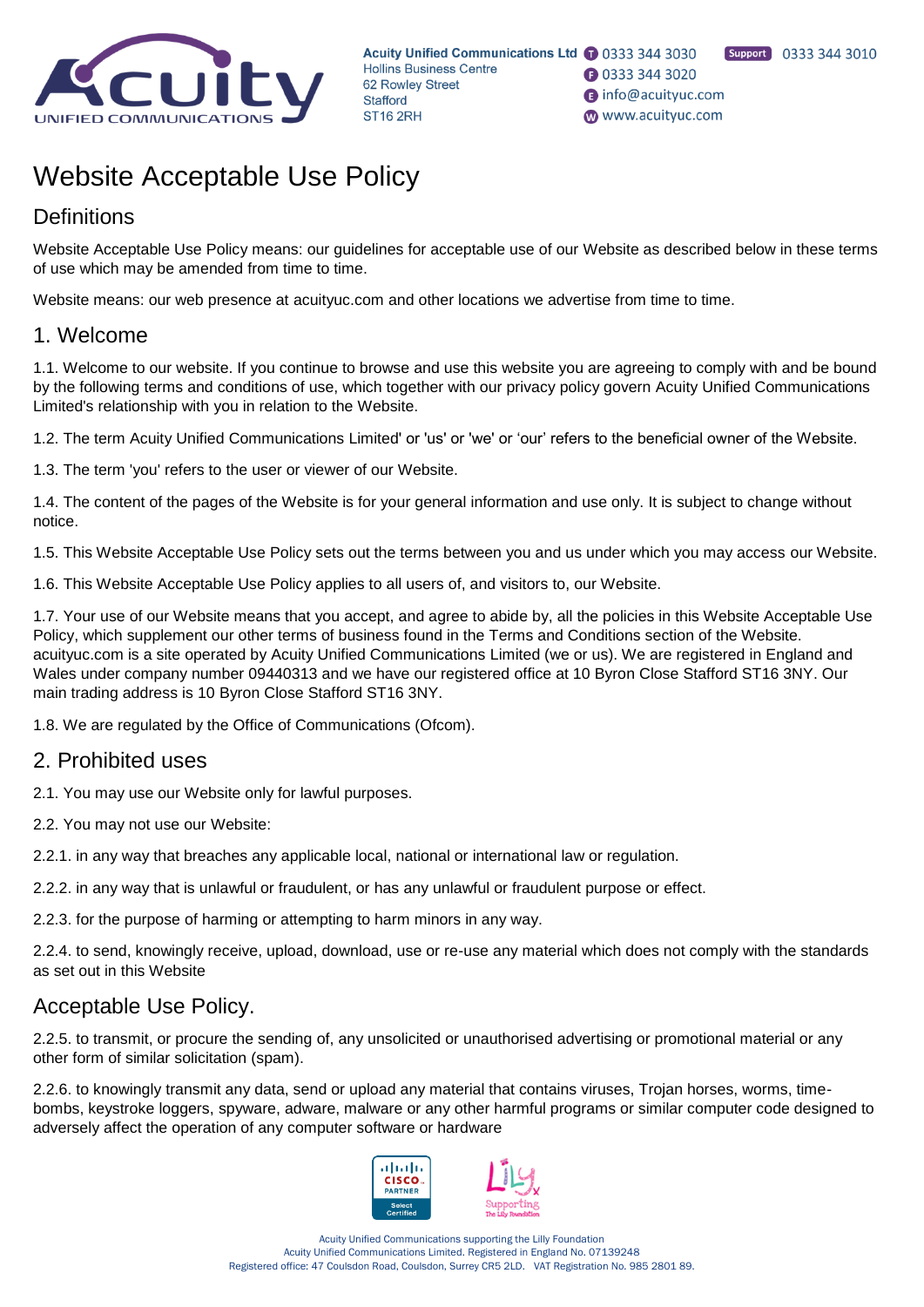# Website Acceptable Use Policy

## Definitions

Website Acceptable Use Policy means: our guidelines for acceptable use of our Website as described below in these terms of use which may be amended from time to time.

Website means: our web presence at acuityuc.com and other locations we advertise from time to time.

## 1. Welcome

1.1. Welcome to our website. If you continue to browse and use this website you are agreeing to comply with and be bound by the following terms and conditions of use, which together with our privacy policy govern Acuity Unified Communications Limited's relationship with you in relation to the Website.

1.2. The term Acuity Unified Communications Limited' or 'us' or 'we' or 'our' refers to the beneficial owner of the Website.

1.3. The term 'you' refers to the user or viewer of our Website.

1.4. The content of the pages of the Website is for your general information and use only. It is subject to change without notice.

1.5. This Website Acceptable Use Policy sets out the terms between you and us under which you may access our Website.

1.6. This Website Acceptable Use Policy applies to all users of, and visitors to, our Website.

1.7. Your use of our Website means that you accept, and agree to abide by, all the policies in this Website Acceptable Use Policy, which supplement our other terms of business found in the Terms and Conditions section of the Website. acuityuc.com is a site operated by Acuity Unified Communications Limited (we or us). We are registered in England and Wales under company number 09440313 and we have our registered office at 10 Byron Close Stafford ST16 3NY. Our main trading address is 10 Byron Close Stafford ST16 3NY.

1.8. We are regulated by the Office of Communications (Ofcom).

## 2. Prohibited uses

2.1. You may use our Website only for lawful purposes.

2.2. You may not use our Website:

2.2.1. in any way that breaches any applicable local, national or international law or regulation.

2.2.2. in any way that is unlawful or fraudulent, or has any unlawful or fraudulent purpose or effect.

2.2.3. for the purpose of harming or attempting to harm minors in any way.

2.2.4. to send, knowingly receive, upload, download, use or re-use any material which does not comply with the standards as set out in this Website

## Acceptable Use Policy.

2.2.5. to transmit, or procure the sending of, any unsolicited or unauthorised advertising or promotional material or any other form of similar solicitation (spam).

2.2.6. to knowingly transmit any data, send or upload any material that contains viruses, Trojan horses, worms, time-bombs, keystroke loggers, spyware, adware, malware or any other harmful programs or similar computer code designed to adversely affect the operation of any computer software or hardware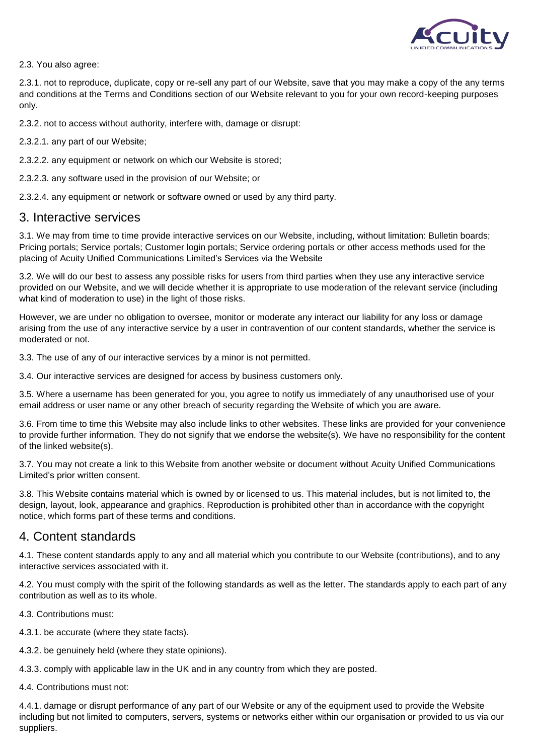2.3. You also agree:

2.3.1. not to reproduce, duplicate, copy or re-sell any part of our Website, save that you may make a copy of the any terms and conditions at the Terms and Conditions section of our Website relevant to you for your own record-keeping purposes only.

2.3.2. not to access without authority, interfere with, damage or disrupt:

2.3.2.1. any part of our Website;

2.3.2.2. any equipment or network on which our Website is stored;

2.3.2.3. any software used in the provision of our Website; or

2.3.2.4. any equipment or network or software owned or used by any third party.

## 3. Interactive services

3.1. We may from time to time provide interactive services on our Website, including, without limitation: Bulletin boards; Pricing portals; Service portals; Customer login portals; Service ordering portals or other access methods used for the placing of Acuity Unified Communications Limited's Services via the Website

3.2. We will do our best to assess any possible risks for users from third parties when they use any interactive service provided on our Website, and we will decide whether it is appropriate to use moderation of the relevant service (including what kind of moderation to use) in the light of those risks.

However, we are under no obligation to oversee, monitor or moderate any interact our liability for any loss or damage arising from the use of any interactive service by a user in contravention of our content standards, whether the service is moderated or not.

3.3. The use of any of our interactive services by a minor is not permitted.

3.4. Our interactive services are designed for access by business customers only.

3.5. Where a username has been generated for you, you agree to notify us immediately of any unauthorised use of your email address or user name or any other breach of security regarding the Website of which you are aware.

3.6. From time to time this Website may also include links to other websites. These links are provided for your convenience to provide further information. They do not signify that we endorse the website(s). We have no responsibility for the content of the linked website(s).

3.7. You may not create a link to this Website from another website or document without Acuity Unified Communications Limited's prior written consent.

3.8. This Website contains material which is owned by or licensed to us. This material includes, but is not limited to, the design, layout, look, appearance and graphics. Reproduction is prohibited other than in accordance with the copyright notice, which forms part of these terms and conditions.

## 4. Content standards

4.1. These content standards apply to any and all material which you contribute to our Website (contributions), and to any interactive services associated with it.

4.2. You must comply with the spirit of the following standards as well as the letter. The standards apply to each part of any contribution as well as to its whole.

4.3. Contributions must:

4.3.1. be accurate (where they state facts).

4.3.2. be genuinely held (where they state opinions).

4.3.3. comply with applicable law in the UK and in any country from which they are posted.

4.4. Contributions must not:

4.4.1. damage or disrupt performance of any part of our Website or any of the equipment used to provide the Website including but not limited to computers, servers, systems or networks either within our organisation or provided to us via our suppliers.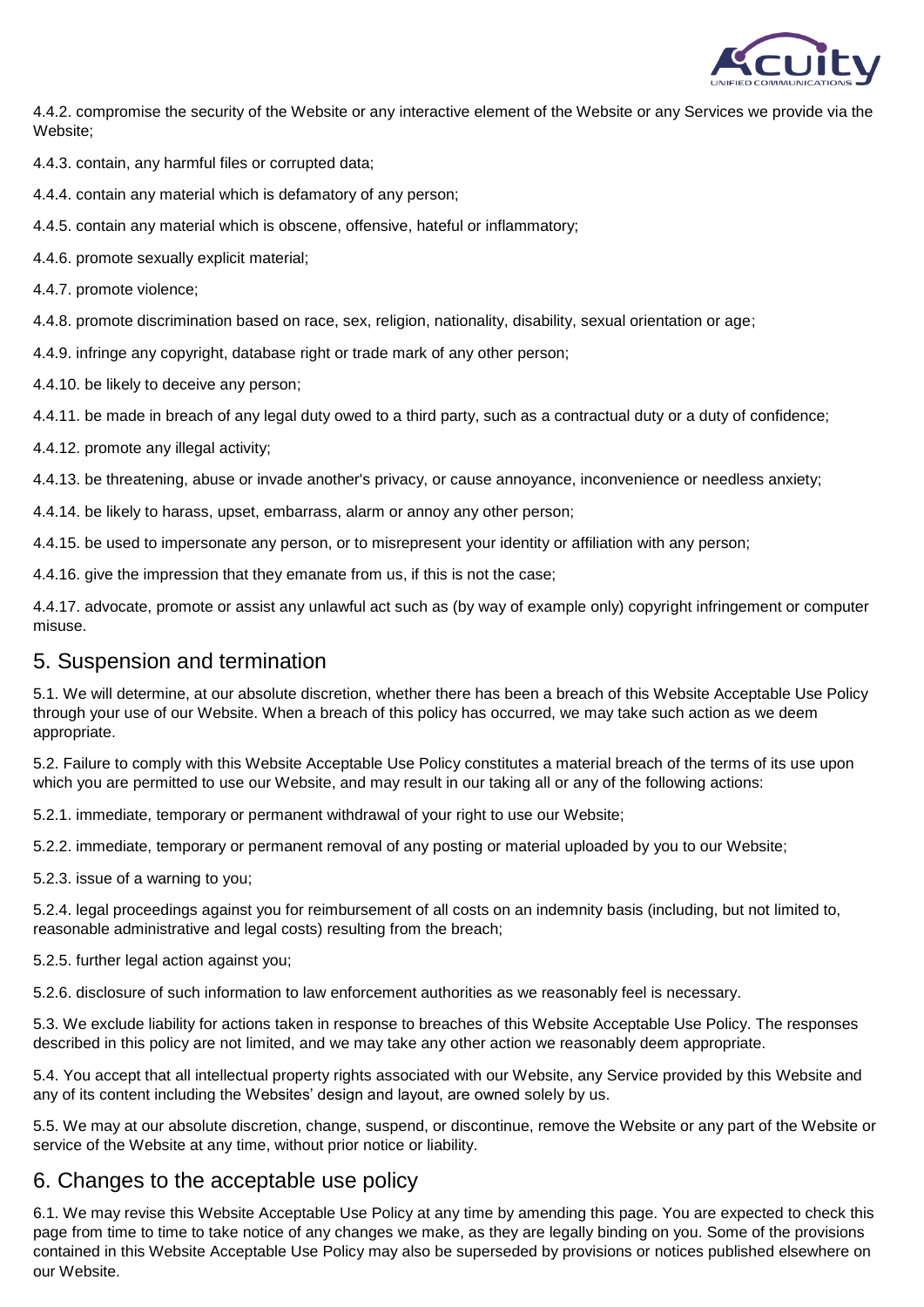4.4.2. compromise the security of the Website or any interactive element of the Website or any Services we provide via the Website;

4.4.3. contain, any harmful files or corrupted data;

4.4.4. contain any material which is defamatory of any person;

4.4.5. contain any material which is obscene, offensive, hateful or inflammatory;

4.4.6. promote sexually explicit material;

4.4.7. promote violence;

4.4.8. promote discrimination based on race, sex, religion, nationality, disability, sexual orientation or age;

4.4.9. infringe any copyright, database right or trade mark of any other person;

4.4.10. be likely to deceive any person;

4.4.11. be made in breach of any legal duty owed to a third party, such as a contractual duty or a duty of confidence;

4.4.12. promote any illegal activity;

4.4.13. be threatening, abuse or invade another's privacy, or cause annoyance, inconvenience or needless anxiety;

4.4.14. be likely to harass, upset, embarrass, alarm or annoy any other person;

4.4.15. be used to impersonate any person, or to misrepresent your identity or affiliation with any person;

4.4.16. give the impression that they emanate from us, if this is not the case;

4.4.17. advocate, promote or assist any unlawful act such as (by way of example only) copyright infringement or computer misuse.

## 5. Suspension and termination

5.1. We will determine, at our absolute discretion, whether there has been a breach of this Website Acceptable Use Policy through your use of our Website. When a breach of this policy has occurred, we may take such action as we deem appropriate.

5.2. Failure to comply with this Website Acceptable Use Policy constitutes a material breach of the terms of its use upon which you are permitted to use our Website, and may result in our taking all or any of the following actions:

5.2.1. immediate, temporary or permanent withdrawal of your right to use our Website;

5.2.2. immediate, temporary or permanent removal of any posting or material uploaded by you to our Website;

5.2.3. issue of a warning to you;

5.2.4. legal proceedings against you for reimbursement of all costs on an indemnity basis (including, but not limited to, reasonable administrative and legal costs) resulting from the breach;

5.2.5. further legal action against you;

5.2.6. disclosure of such information to law enforcement authorities as we reasonably feel is necessary.

5.3. We exclude liability for actions taken in response to breaches of this Website Acceptable Use Policy. The responses described in this policy are not limited, and we may take any other action we reasonably deem appropriate.

5.4. You accept that all intellectual property rights associated with our Website, any Service provided by this Website and any of its content including the Websites' design and layout, are owned solely by us.

5.5. We may at our absolute discretion, change, suspend, or discontinue, remove the Website or any part of the Website or service of the Website at any time, without prior notice or liability.

## 6. Changes to the acceptable use policy

6.1. We may revise this Website Acceptable Use Policy at any time by amending this page. You are expected to check this page from time to time to take notice of any changes we make, as they are legally binding on you. Some of the provisions contained in this Website Acceptable Use Policy may also be superseded by provisions or notices published elsewhere on our Website.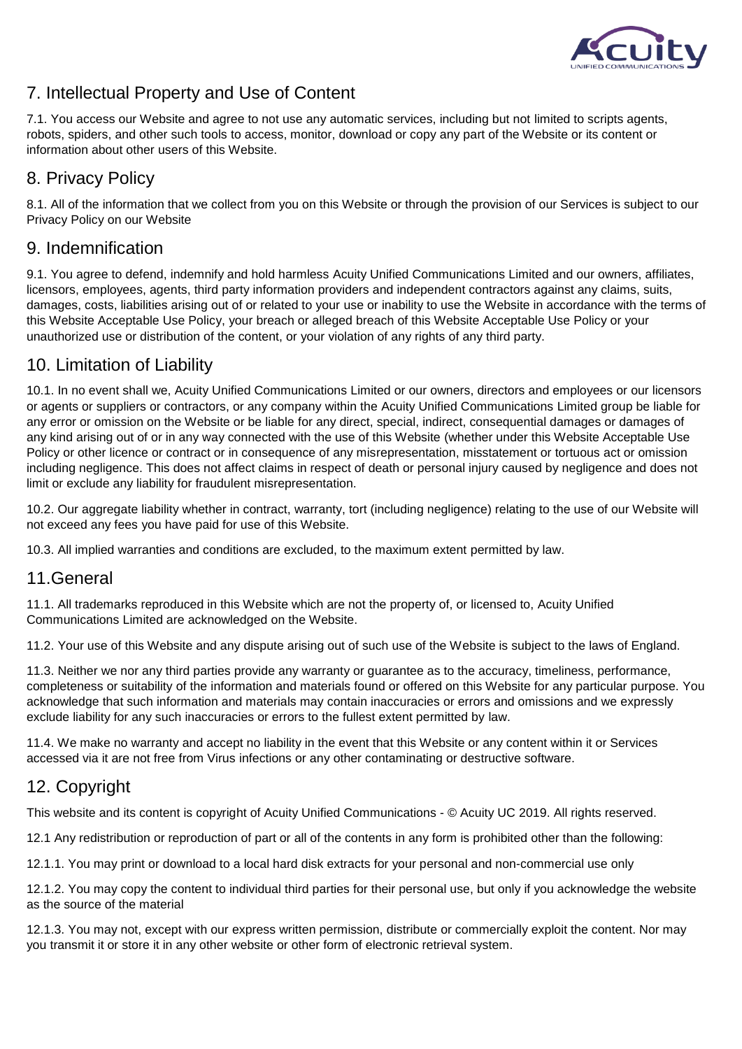## 7. Intellectual Property and Use of Content

7.1. You access our Website and agree to not use any automatic services, including but not limited to scripts agents, robots, spiders, and other such tools to access, monitor, download or copy any part of the Website or its content or information about other users of this Website.

## 8. Privacy Policy

8.1. All of the information that we collect from you on this Website or through the provision of our Services is subject to our Privacy Policy on our Website

## 9. Indemnification

9.1. You agree to defend, indemnify and hold harmless Acuity Unified Communications Limited and our owners, affiliates, licensors, employees, agents, third party information providers and independent contractors against any claims, suits, damages, costs, liabilities arising out of or related to your use or inability to use the Website in accordance with the terms of this Website Acceptable Use Policy, your breach or alleged breach of this Website Acceptable Use Policy or your unauthorized use or distribution of the content, or your violation of any rights of any third party.

## 10. Limitation of Liability

10.1. In no event shall we, Acuity Unified Communications Limited or our owners, directors and employees or our licensors or agents or suppliers or contractors, or any company within the Acuity Unified Communications Limited group be liable for any error or omission on the Website or be liable for any direct, special, indirect, consequential damages or damages of any kind arising out of or in any way connected with the use of this Website (whether under this Website Acceptable Use Policy or other licence or contract or in consequence of any misrepresentation, misstatement or tortuous act or omission including negligence. This does not affect claims in respect of death or personal injury caused by negligence and does not limit or exclude any liability for fraudulent misrepresentation.

10.2. Our aggregate liability whether in contract, warranty, tort (including negligence) relating to the use of our Website will not exceed any fees you have paid for use of this Website.

10.3. All implied warranties and conditions are excluded, to the maximum extent permitted by law.

## 11.General

11.1. All trademarks reproduced in this Website which are not the property of, or licensed to, Acuity Unified Communications Limited are acknowledged on the Website.

11.2. Your use of this Website and any dispute arising out of such use of the Website is subject to the laws of England.

11.3. Neither we nor any third parties provide any warranty or guarantee as to the accuracy, timeliness, performance, completeness or suitability of the information and materials found or offered on this Website for any particular purpose. You acknowledge that such information and materials may contain inaccuracies or errors and omissions and we expressly exclude liability for any such inaccuracies or errors to the fullest extent permitted by law.

11.4. We make no warranty and accept no liability in the event that this Website or any content within it or Services accessed via it are not free from Virus infections or any other contaminating or destructive software.

## 12. Copyright

This website and its content is copyright of Acuity Unified Communications - © Acuity UC 2019. All rights reserved.

12.1 Any redistribution or reproduction of part or all of the contents in any form is prohibited other than the following:

12.1.1. You may print or download to a local hard disk extracts for your personal and non-commercial use only

12.1.2. You may copy the content to individual third parties for their personal use, but only if you acknowledge the website as the source of the material

12.1.3. You may not, except with our express written permission, distribute or commercially exploit the content. Nor may you transmit it or store it in any other website or other form of electronic retrieval system.